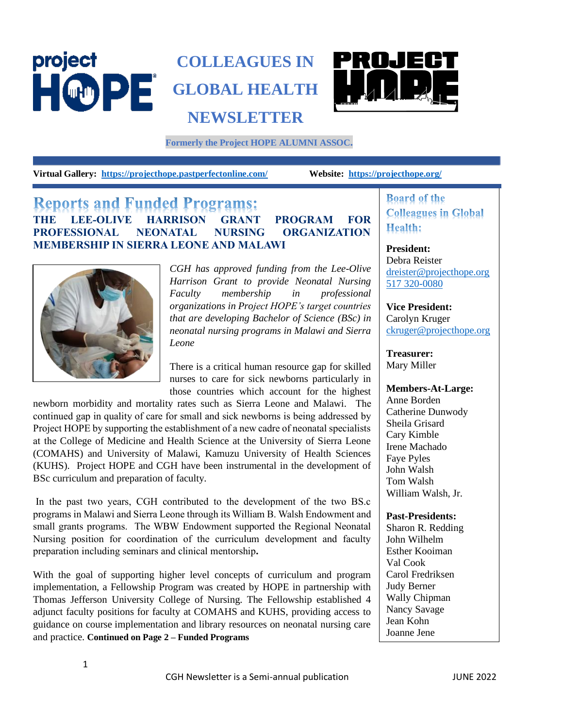# COLLEAGUES IN GLOBAL HEALTH NEWSLETTER

**Formerly the Project HOPE ALUMNI ASSOC.**

**Virtual Gallery:** https://projecthope.pastperfectonline.com/ **Website:** https://projecthope.org/

## Reports and Funded Programs:

### THE LEE-OLIVE HARRISON GRANT PROGRAM FOR PROFESSIONAL NEONATAL NURSING ORGANIZATION MEMBERSHIP IN SIERRA LEONE AND MALAWI

*CGH has approved funding from the Lee-Olive Harrison Grant to provide Neonatal Nursing Faculty membership in professional organizations in Project HOPE's target countries that are developing Bachelor of Science (BSc) in neonatal nursing programs in Malawi and Sierra Leone*

There is a critical human resource gap for skilled nurses to care for sick newborns particularly in those countries which account for the highest newborn morbidity and mortality rates such as Sierra Leone and Malawi. The continued gap in quality of care for small and sick newborns is being addressed by Project HOPE by supporting the establishment of a new cadre of neonatal specialists at the College of Medicine and Health Science at the University of Sierra Leone (COMAHS) and University of Malawi, Kamuzu University of Health Sciences (KUHS). Project HOPE and CGH have been instrumental in the development of BSc curriculum and preparation of faculty.

In the past two years, CGH contributed to the development of the two BS.c programs in Malawi and Sierra Leone through its William B. Walsh Endowment and small grants programs. The WBW Endowment supported the Regional Neonatal Nursing position for coordination of the curriculum development and faculty preparation including seminars and clinical mentorship**.**

With the goal of supporting higher level concepts of curriculum and program implementation, a Fellowship Program was created by HOPE in partnership with Thomas Jefferson University College of Nursing. The Fellowship established 4 adjunct faculty positions for faculty at COMAHS and KUHS, providing access to guidance on course implementation and library resources on neonatal nursing care and practice. **Continued on Page 2 – Funded Programs**

## Board of the Colleagues in Global Health:

**President:**
Debra Reister
dreister@projecthope.org
517 320-0080

**Vice President:**
Carolyn Kruger
ckruger@projecthope.org

**Treasurer:**
Mary Miller

**Members-At-Large:**
Anne Borden
Catherine Dunwody
Sheila Grisard
Cary Kimble
Irene Machado
Faye Pyles
John Walsh
Tom Walsh
William Walsh, Jr.

**Past-Presidents:**
Sharon R. Redding
John Wilhelm
Esther Kooiman
Val Cook
Carol Fredriksen
Judy Berner
Wally Chipman
Nancy Savage
Jean Kohn
Joanne Jene

CGH Newsletter is a Semi-annual publication JUNE 2022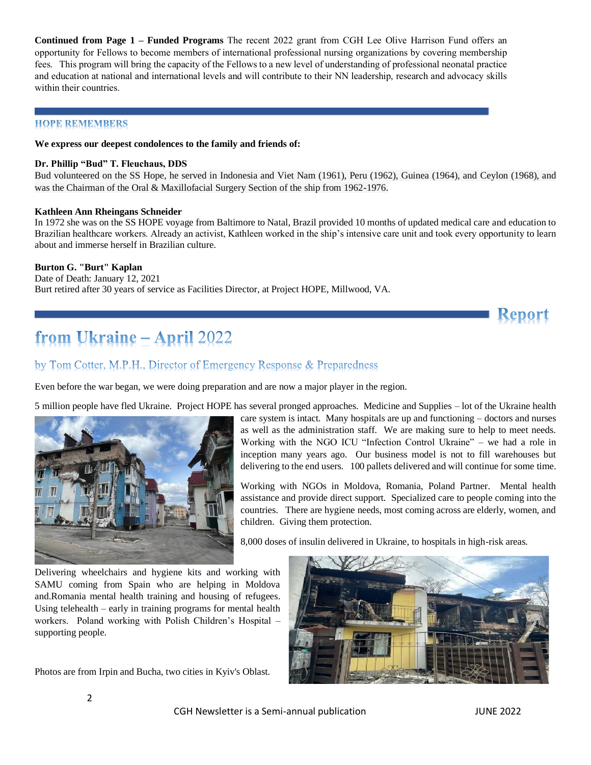**Continued from Page 1 – Funded Programs** The recent 2022 grant from CGH Lee Olive Harrison Fund offers an opportunity for Fellows to become members of international professional nursing organizations by covering membership fees. This program will bring the capacity of the Fellows to a new level of understanding of professional neonatal practice and education at national and international levels and will contribute to their NN leadership, research and advocacy skills within their countries.

## HOPE REMEMBERS

**We express our deepest condolences to the family and friends of:**

**Dr. Phillip "Bud" T. Fleuchaus, DDS**
Bud volunteered on the SS Hope, he served in Indonesia and Viet Nam (1961), Peru (1962), Guinea (1964), and Ceylon (1968), and was the Chairman of the Oral & Maxillofacial Surgery Section of the ship from 1962-1976.

**Kathleen Ann Rheingans Schneider**
In 1972 she was on the SS HOPE voyage from Baltimore to Natal, Brazil provided 10 months of updated medical care and education to Brazilian healthcare workers. Already an activist, Kathleen worked in the ship's intensive care unit and took every opportunity to learn about and immerse herself in Brazilian culture.

**Burton G. "Burt" Kaplan**
Date of Death: January 12, 2021
Burt retired after 30 years of service as Facilities Director, at Project HOPE, Millwood, VA.

## Report from Ukraine – April 2022

### by Tom Cotter, M.P.H., Director of Emergency Response & Preparedness

Even before the war began, we were doing preparation and are now a major player in the region.

5 million people have fled Ukraine. Project HOPE has several pronged approaches. Medicine and Supplies – lot of the Ukraine health care system is intact. Many hospitals are up and functioning – doctors and nurses as well as the administration staff. We are making sure to help to meet needs. Working with the NGO ICU "Infection Control Ukraine" – we had a role in inception many years ago. Our business model is not to fill warehouses but delivering to the end users. 100 pallets delivered and will continue for some time.

Working with NGOs in Moldova, Romania, Poland Partner. Mental health assistance and provide direct support. Specialized care to people coming into the countries. There are hygiene needs, most coming across are elderly, women, and children. Giving them protection.

8,000 doses of insulin delivered in Ukraine, to hospitals in high-risk areas.

Delivering wheelchairs and hygiene kits and working with SAMU coming from Spain who are helping in Moldova and.Romania mental health training and housing of refugees. Using telehealth – early in training programs for mental health workers. Poland working with Polish Children's Hospital – supporting people.

Photos are from Irpin and Bucha, two cities in Kyiv's Oblast.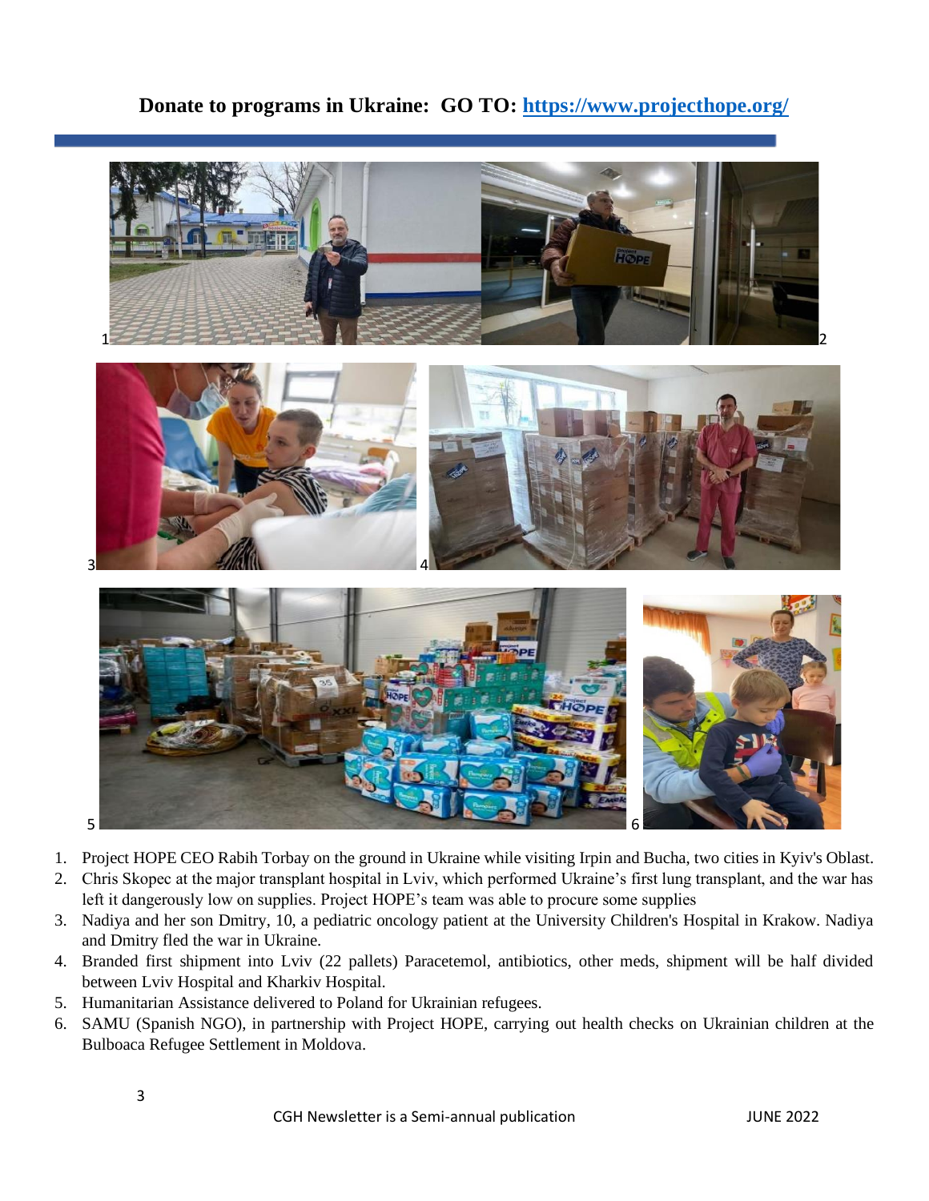**Donate to programs in Ukraine: GO TO: [https://www.projecthope.org/](https://www.projecthope.org/)**

1. Project HOPE CEO Rabih Torbay on the ground in Ukraine while visiting Irpin and Bucha, two cities in Kyiv's Oblast.
2. Chris Skopec at the major transplant hospital in Lviv, which performed Ukraine's first lung transplant, and the war has left it dangerously low on supplies. Project HOPE's team was able to procure some supplies
3. Nadiya and her son Dmitry, 10, a pediatric oncology patient at the University Children's Hospital in Krakow. Nadiya and Dmitry fled the war in Ukraine.
4. Branded first shipment into Lviv (22 pallets) Paracetemol, antibiotics, other meds, shipment will be half divided between Lviv Hospital and Kharkiv Hospital.
5. Humanitarian Assistance delivered to Poland for Ukrainian refugees.
6. SAMU (Spanish NGO), in partnership with Project HOPE, carrying out health checks on Ukrainian children at the Bulboaca Refugee Settlement in Moldova.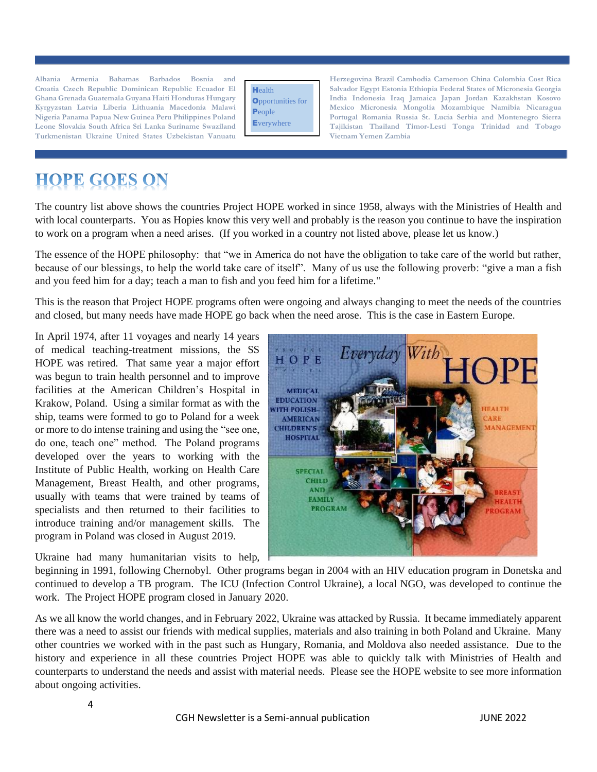Albania Armenia Bahamas Barbados Bosnia and Herzegovina Brazil Cambodia Cameroon China Colombia Cost Rica Croatia Czech Republic Dominican Republic Ecuador El Salvador Egypt Estonia Ethiopia Federal States of Micronesia Georgia Ghana Grenada Guatemala Guyana Haiti Honduras Hungary India Indonesia Iraq Jamaica Japan Jordan Kazakhstan Kosovo Kyrgyzstan Latvia Liberia Lithuania Macedonia Malawi Mexico Micronesia Mongolia Mozambique Namibia Nicaragua Nigeria Panama Papua New Guinea Peru Philippines Poland Portugal Romania Russia St. Lucia Serbia and Montenegro Sierra Leone Slovakia South Africa Sri Lanka Suriname Swaziland Tajikistan Thailand Timor-Lesti Tonga Trinidad and Tobago Turkmenistan Ukraine United States Uzbekistan Vanuatu Vietnam Yemen Zambia

**H**ealth
**O**pportunities for
**P**eople
**E**verywhere

# HOPE GOES ON

The country list above shows the countries Project HOPE worked in since 1958, always with the Ministries of Health and with local counterparts. You as Hopies know this very well and probably is the reason you continue to have the inspiration to work on a program when a need arises. (If you worked in a country not listed above, please let us know.)

The essence of the HOPE philosophy: that "we in America do not have the obligation to take care of the world but rather, because of our blessings, to help the world take care of itself". Many of us use the following proverb: "give a man a fish and you feed him for a day; teach a man to fish and you feed him for a lifetime."

This is the reason that Project HOPE programs often were ongoing and always changing to meet the needs of the countries and closed, but many needs have made HOPE go back when the need arose. This is the case in Eastern Europe.

In April 1974, after 11 voyages and nearly 14 years of medical teaching-treatment missions, the SS HOPE was retired. That same year a major effort was begun to train health personnel and to improve facilities at the American Children's Hospital in Krakow, Poland. Using a similar format as with the ship, teams were formed to go to Poland for a week or more to do intense training and using the "see one, do one, teach one" method. The Poland programs developed over the years to working with the Institute of Public Health, working on Health Care Management, Breast Health, and other programs, usually with teams that were trained by teams of specialists and then returned to their facilities to introduce training and/or management skills. The program in Poland was closed in August 2019.

Ukraine had many humanitarian visits to help, beginning in 1991, following Chernobyl. Other programs began in 2004 with an HIV education program in Donetska and continued to develop a TB program. The ICU (Infection Control Ukraine), a local NGO, was developed to continue the work. The Project HOPE program closed in January 2020.

As we all know the world changes, and in February 2022, Ukraine was attacked by Russia. It became immediately apparent there was a need to assist our friends with medical supplies, materials and also training in both Poland and Ukraine. Many other countries we worked with in the past such as Hungary, Romania, and Moldova also needed assistance. Due to the history and experience in all these countries Project HOPE was able to quickly talk with Ministries of Health and counterparts to understand the needs and assist with material needs. Please see the HOPE website to see more information about ongoing activities.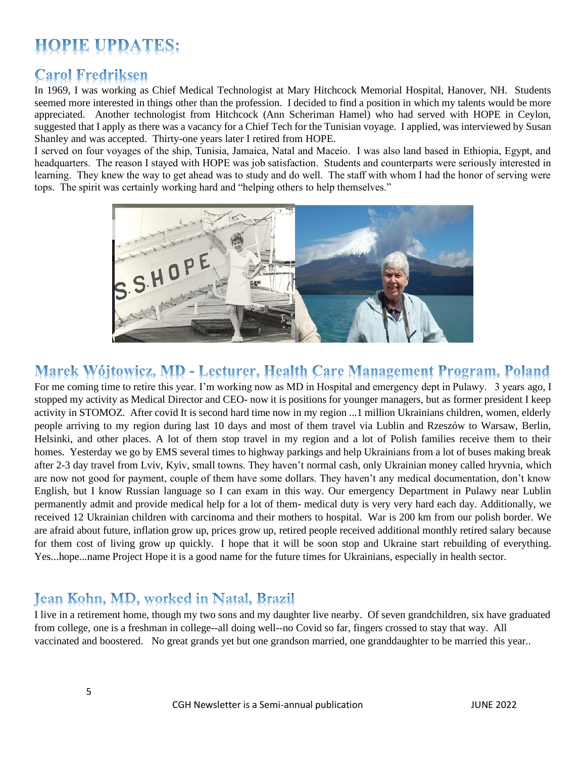# HOPIE UPDATES:

## Carol Fredriksen

In 1969, I was working as Chief Medical Technologist at Mary Hitchcock Memorial Hospital, Hanover, NH. Students seemed more interested in things other than the profession. I decided to find a position in which my talents would be more appreciated. Another technologist from Hitchcock (Ann Scheriman Hamel) who had served with HOPE in Ceylon, suggested that I apply as there was a vacancy for a Chief Tech for the Tunisian voyage. I applied, was interviewed by Susan Shanley and was accepted. Thirty-one years later I retired from HOPE.

I served on four voyages of the ship, Tunisia, Jamaica, Natal and Maceio. I was also land based in Ethiopia, Egypt, and headquarters. The reason I stayed with HOPE was job satisfaction. Students and counterparts were seriously interested in learning. They knew the way to get ahead was to study and do well. The staff with whom I had the honor of serving were tops. The spirit was certainly working hard and "helping others to help themselves."

## Marek Wójtowicz, MD - Lecturer, Health Care Management Program, Poland

For me coming time to retire this year. I'm working now as MD in Hospital and emergency dept in Pulawy. 3 years ago, I stopped my activity as Medical Director and CEO- now it is positions for younger managers, but as former president I keep activity in STOMOZ. After covid It is second hard time now in my region ...1 million Ukrainians children, women, elderly people arriving to my region during last 10 days and most of them travel via Lublin and Rzeszów to Warsaw, Berlin, Helsinki, and other places. A lot of them stop travel in my region and a lot of Polish families receive them to their homes. Yesterday we go by EMS several times to highway parkings and help Ukrainians from a lot of buses making break after 2-3 day travel from Lviv, Kyiv, small towns. They haven't normal cash, only Ukrainian money called hryvnia, which are now not good for payment, couple of them have some dollars. They haven't any medical documentation, don't know English, but I know Russian language so I can exam in this way. Our emergency Department in Pulawy near Lublin permanently admit and provide medical help for a lot of them- medical duty is very very hard each day. Additionally, we received 12 Ukrainian children with carcinoma and their mothers to hospital. War is 200 km from our polish border. We are afraid about future, inflation grow up, prices grow up, retired people received additional monthly retired salary because for them cost of living grow up quickly. I hope that it will be soon stop and Ukraine start rebuilding of everything. Yes...hope...name Project Hope it is a good name for the future times for Ukrainians, especially in health sector.

## Jean Kohn, MD, worked in Natal, Brazil

I live in a retirement home, though my two sons and my daughter live nearby. Of seven grandchildren, six have graduated from college, one is a freshman in college--all doing well--no Covid so far, fingers crossed to stay that way. All vaccinated and boostered. No great grands yet but one grandson married, one granddaughter to be married this year..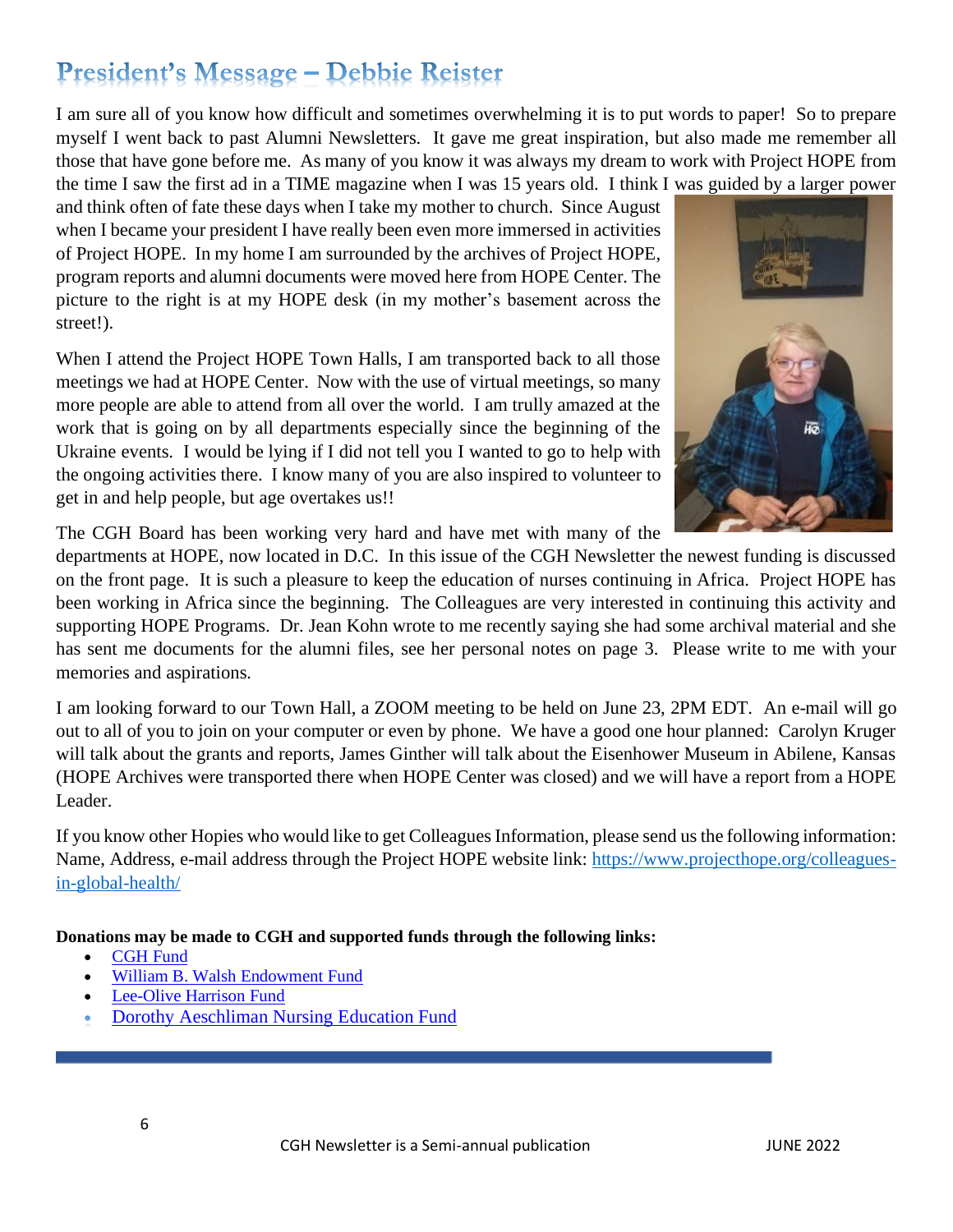## President's Message – Debbie Reister

I am sure all of you know how difficult and sometimes overwhelming it is to put words to paper! So to prepare myself I went back to past Alumni Newsletters. It gave me great inspiration, but also made me remember all those that have gone before me. As many of you know it was always my dream to work with Project HOPE from the time I saw the first ad in a TIME magazine when I was 15 years old. I think I was guided by a larger power and think often of fate these days when I take my mother to church. Since August when I became your president I have really been even more immersed in activities of Project HOPE. In my home I am surrounded by the archives of Project HOPE, program reports and alumni documents were moved here from HOPE Center. The picture to the right is at my HOPE desk (in my mother's basement across the street!).

When I attend the Project HOPE Town Halls, I am transported back to all those meetings we had at HOPE Center. Now with the use of virtual meetings, so many more people are able to attend from all over the world. I am trully amazed at the work that is going on by all departments especially since the beginning of the Ukraine events. I would be lying if I did not tell you I wanted to go to help with the ongoing activities there. I know many of you are also inspired to volunteer to get in and help people, but age overtakes us!!

The CGH Board has been working very hard and have met with many of the departments at HOPE, now located in D.C. In this issue of the CGH Newsletter the newest funding is discussed on the front page. It is such a pleasure to keep the education of nurses continuing in Africa. Project HOPE has been working in Africa since the beginning. The Colleagues are very interested in continuing this activity and supporting HOPE Programs. Dr. Jean Kohn wrote to me recently saying she had some archival material and she has sent me documents for the alumni files, see her personal notes on page 3. Please write to me with your memories and aspirations.

I am looking forward to our Town Hall, a ZOOM meeting to be held on June 23, 2PM EDT. An e-mail will go out to all of you to join on your computer or even by phone. We have a good one hour planned: Carolyn Kruger will talk about the grants and reports, James Ginther will talk about the Eisenhower Museum in Abilene, Kansas (HOPE Archives were transported there when HOPE Center was closed) and we will have a report from a HOPE Leader.

If you know other Hopies who would like to get Colleagues Information, please send us the following information: Name, Address, e-mail address through the Project HOPE website link: https://www.projecthope.org/colleagues-in-global-health/

**Donations may be made to CGH and supported funds through the following links:**

- CGH Fund
- William B. Walsh Endowment Fund
- Lee-Olive Harrison Fund
- Dorothy Aeschliman Nursing Education Fund

CGH Newsletter is a Semi-annual publication JUNE 2022